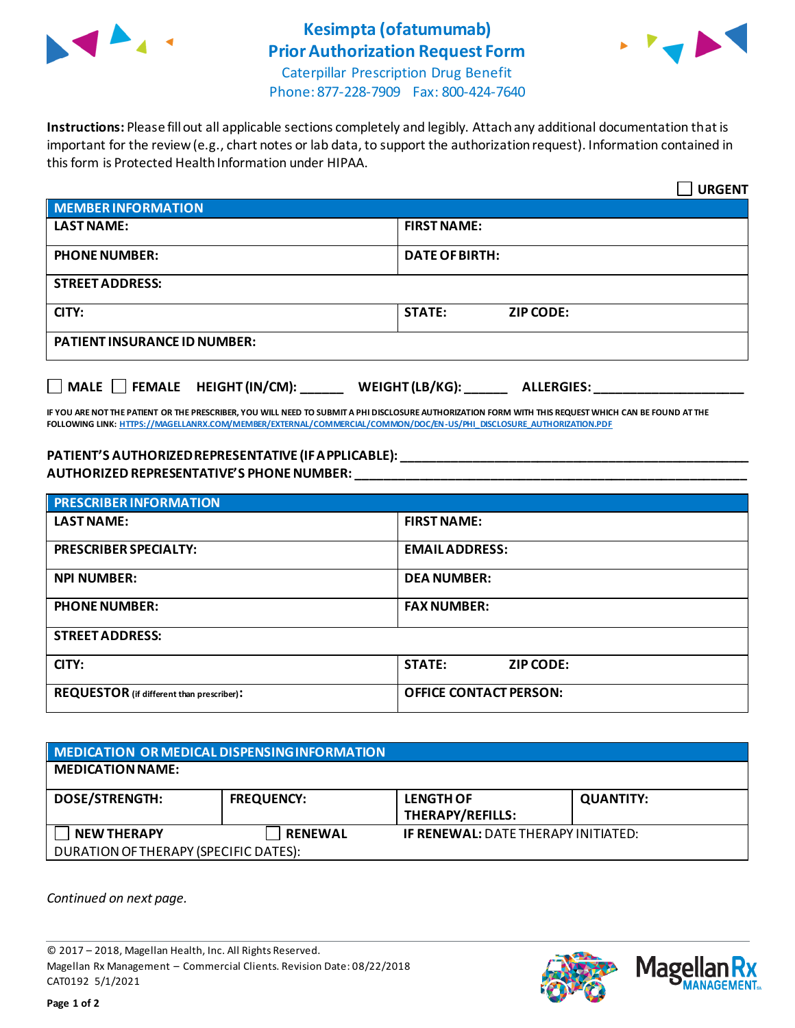# Kesimpta (ofatumumab)
# Prior Authorization Request Form

Caterpillar Prescription Drug Benefit
Phone: 877-228-7909 Fax: 800-424-7640

**Instructions:** Please fill out all applicable sections completely and legibly. Attach any additional documentation that is important for the review (e.g., chart notes or lab data, to support the authorization request). Information contained in this form is Protected Health Information under HIPAA.

☐ **URGENT**

| **MEMBER INFORMATION** | |
|---|---|
| **LAST NAME:** | **FIRST NAME:** |
| **PHONE NUMBER:** | **DATE OF BIRTH:** |
| **STREET ADDRESS:** | |
| **CITY:** | **STATE:** **ZIP CODE:** |
| **PATIENT INSURANCE ID NUMBER:** | |

☐ **MALE** ☐ **FEMALE** **HEIGHT (IN/CM):** ______ **WEIGHT (LB/KG):** ______ **ALLERGIES:** ____________________

**IF YOU ARE NOT THE PATIENT OR THE PRESCRIBER, YOU WILL NEED TO SUBMIT A PHI DISCLOSURE AUTHORIZATION FORM WITH THIS REQUEST WHICH CAN BE FOUND AT THE FOLLOWING LINK:** HTTPS://MAGELLANRX.COM/MEMBER/EXTERNAL/COMMERCIAL/COMMON/DOC/EN-US/PHI_DISCLOSURE_AUTHORIZATION.PDF

**PATIENT'S AUTHORIZED REPRESENTATIVE (IF APPLICABLE):** ____________________________________________
**AUTHORIZED REPRESENTATIVE'S PHONE NUMBER:** ____________________________________________

| **PRESCRIBER INFORMATION** | |
|---|---|
| **LAST NAME:** | **FIRST NAME:** |
| **PRESCRIBER SPECIALTY:** | **EMAIL ADDRESS:** |
| **NPI NUMBER:** | **DEA NUMBER:** |
| **PHONE NUMBER:** | **FAX NUMBER:** |
| **STREET ADDRESS:** | |
| **CITY:** | **STATE:** **ZIP CODE:** |
| **REQUESTOR** (if different than prescriber)**:** | **OFFICE CONTACT PERSON:** |

| **MEDICATION OR MEDICAL DISPENSING INFORMATION** | | | |
|---|---|---|---|
| **MEDICATION NAME:** | | | |
| **DOSE/STRENGTH:** | **FREQUENCY:** | **LENGTH OF THERAPY/REFILLS:** | **QUANTITY:** |
| ☐ **NEW THERAPY** | ☐ **RENEWAL** | **IF RENEWAL:** DATE THERAPY INITIATED: | |
| DURATION OF THERAPY (SPECIFIC DATES): | | | |

*Continued on next page.*

© 2017 – 2018, Magellan Health, Inc. All Rights Reserved.
Magellan Rx Management – Commercial Clients. Revision Date: 08/22/2018
CAT0192 5/1/2021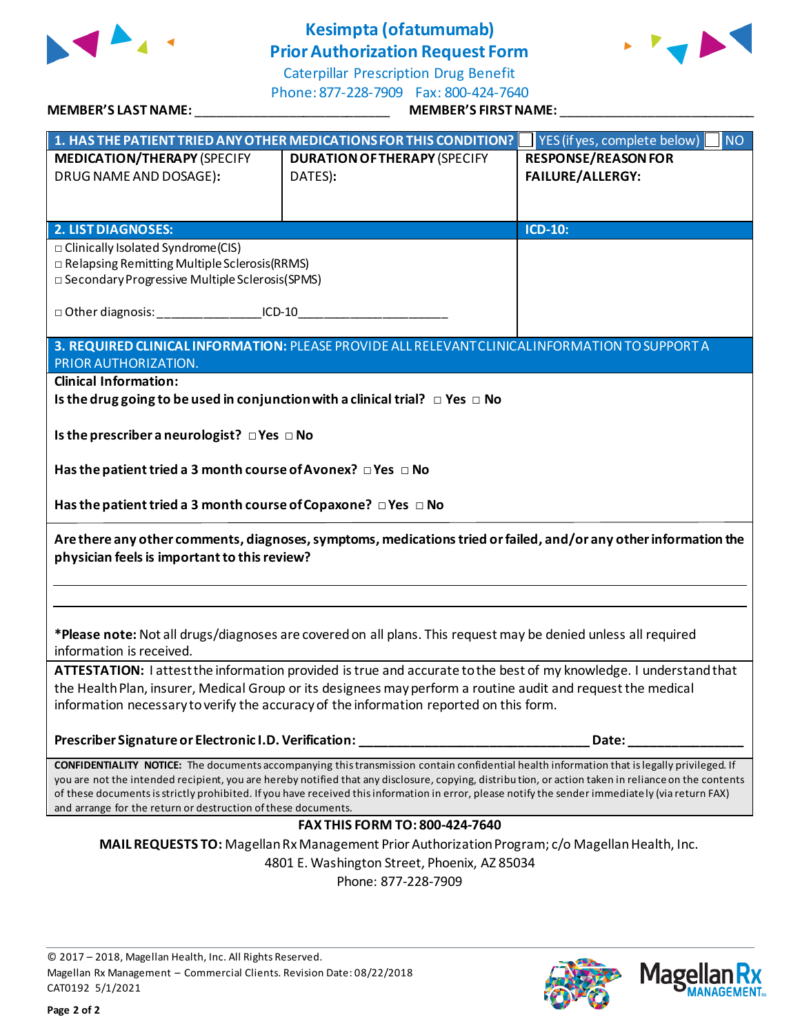# Kesimpta (ofatumumab) Prior Authorization Request Form

Caterpillar Prescription Drug Benefit
Phone: 877-228-7909 Fax: 800-424-7640

**MEMBER'S LAST NAME:** ___________________________ **MEMBER'S FIRST NAME:** ___________________________

| **1. HAS THE PATIENT TRIED ANY OTHER MEDICATIONS FOR THIS CONDITION?** | | ☐ YES (if yes, complete below) ☐ NO |
|---|---|---|
| **MEDICATION/THERAPY** (SPECIFY DRUG NAME AND DOSAGE): | **DURATION OF THERAPY** (SPECIFY DATES): | **RESPONSE/REASON FOR FAILURE/ALLERGY:** |

| **2. LIST DIAGNOSES:** | **ICD-10:** |
|---|---|
| □ Clinically Isolated Syndrome (CIS)<br>□ Relapsing Remitting Multiple Sclerosis (RRMS)<br>□ Secondary Progressive Multiple Sclerosis (SPMS)<br><br>□ Other diagnosis: _______________ ICD-10_____________________ | |

**3. REQUIRED CLINICAL INFORMATION:** PLEASE PROVIDE ALL RELEVANT CLINICAL INFORMATION TO SUPPORT A PRIOR AUTHORIZATION.

**Clinical Information:**

**Is the drug going to be used in conjunction with a clinical trial?** □ Yes □ No

**Is the prescriber a neurologist?** □ Yes □ No

**Has the patient tried a 3 month course of Avonex?** □ Yes □ No

**Has the patient tried a 3 month course of Copaxone?** □ Yes □ No

**Are there any other comments, diagnoses, symptoms, medications tried or failed, and/or any other information the physician feels is important to this review?**

_____________________________________________________________________________

_____________________________________________________________________________

***Please note:** Not all drugs/diagnoses are covered on all plans. This request may be denied unless all required information is received.

**ATTESTATION:** I attest the information provided is true and accurate to the best of my knowledge. I understand that the Health Plan, insurer, Medical Group or its designees may perform a routine audit and request the medical information necessary to verify the accuracy of the information reported on this form.

**Prescriber Signature or Electronic I.D. Verification:** _________________________________ **Date:** ________________

**CONFIDENTIALITY NOTICE:** The documents accompanying this transmission contain confidential health information that is legally privileged. If you are not the intended recipient, you are hereby notified that any disclosure, copying, distribution, or action taken in reliance on the contents of these documents is strictly prohibited. If you have received this information in error, please notify the sender immediately (via return FAX) and arrange for the return or destruction of these documents.

**FAX THIS FORM TO: 800-424-7640**

**MAIL REQUESTS TO:** Magellan Rx Management Prior Authorization Program; c/o Magellan Health, Inc.
4801 E. Washington Street, Phoenix, AZ 85034
Phone: 877-228-7909

© 2017 – 2018, Magellan Health, Inc. All Rights Reserved.
Magellan Rx Management – Commercial Clients. Revision Date: 08/22/2018
CAT0192 5/1/2021